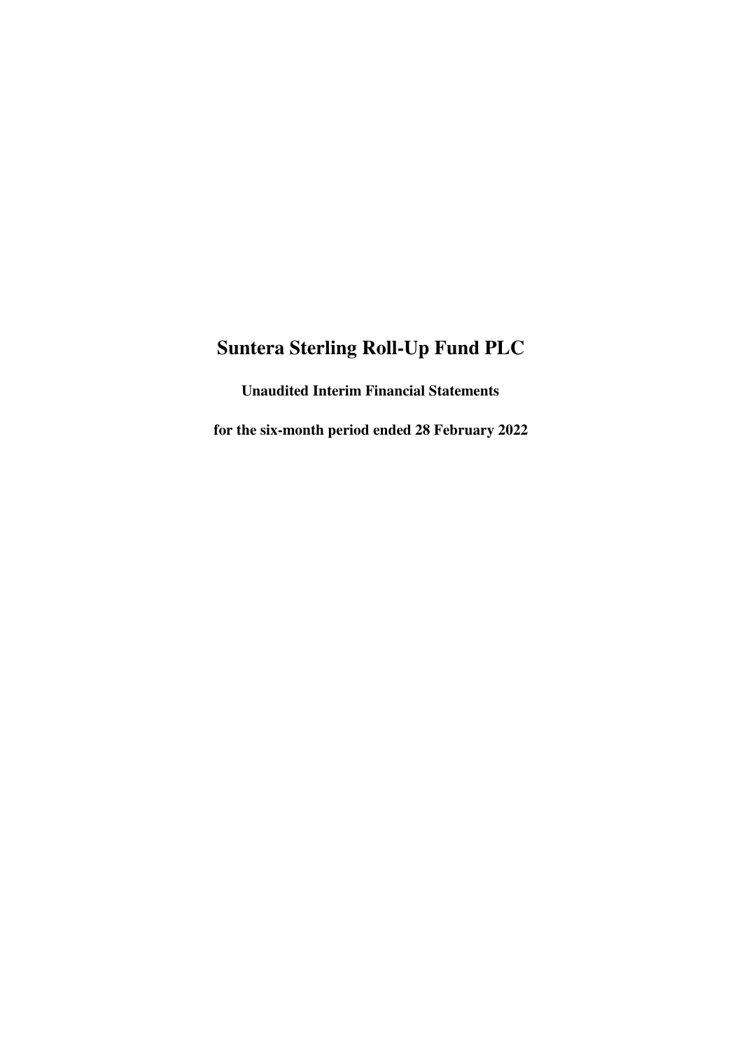# Suntera Sterling Roll-Up Fund PLC

**Unaudited Interim Financial Statements**

**for the six-month period ended 28 February 2022**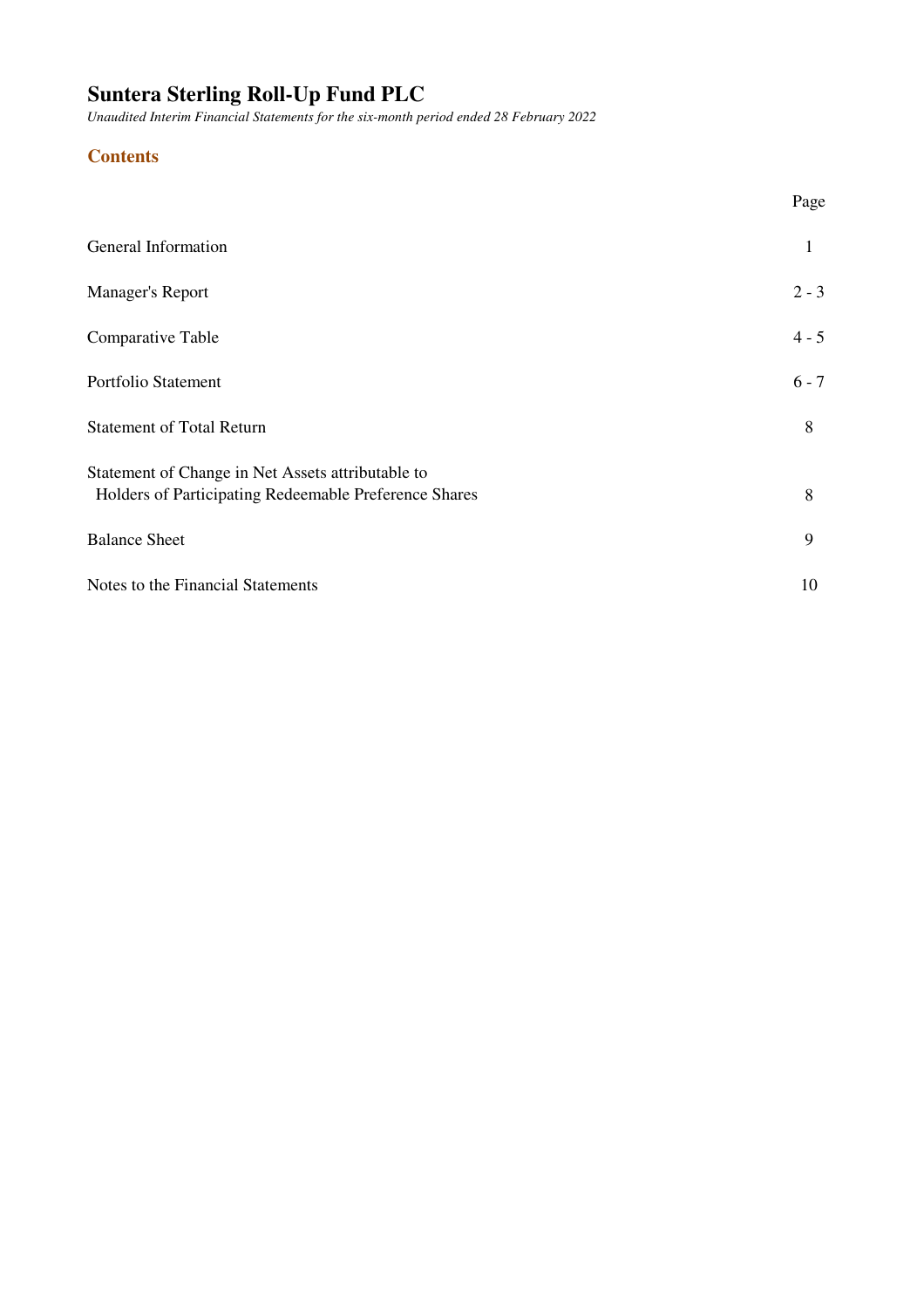# Suntera Sterling Roll-Up Fund PLC

*Unaudited Interim Financial Statements for the six-month period ended 28 February 2022*

## Contents

| | Page |
|---|---|
| General Information | 1 |
| Manager's Report | 2 - 3 |
| Comparative Table | 4 - 5 |
| Portfolio Statement | 6 - 7 |
| Statement of Total Return | 8 |
| Statement of Change in Net Assets attributable to Holders of Participating Redeemable Preference Shares | 8 |
| Balance Sheet | 9 |
| Notes to the Financial Statements | 10 |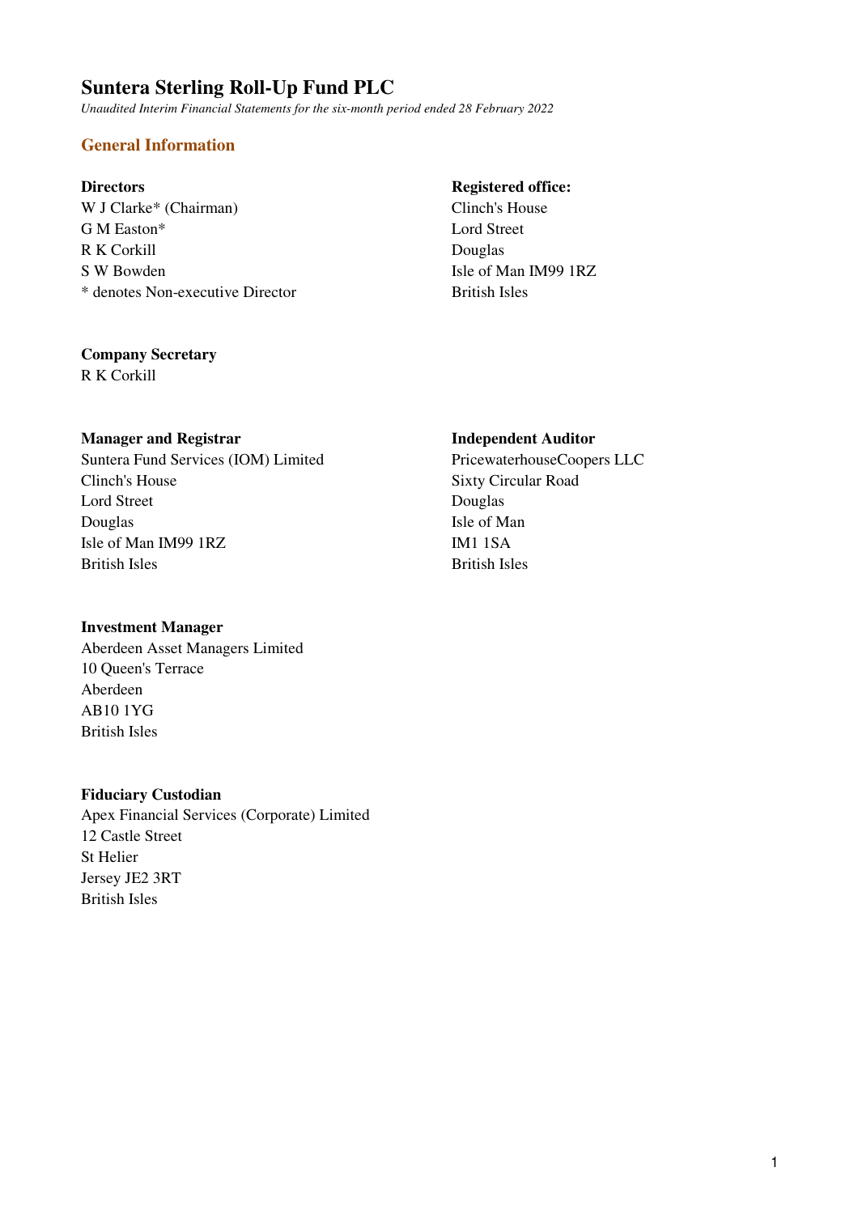# Suntera Sterling Roll-Up Fund PLC

*Unaudited Interim Financial Statements for the six-month period ended 28 February 2022*

## General Information

**Directors**
W J Clarke* (Chairman)
G M Easton*
R K Corkill
S W Bowden
* denotes Non-executive Director

**Registered office:**
Clinch's House
Lord Street
Douglas
Isle of Man IM99 1RZ
British Isles

**Company Secretary**
R K Corkill

**Manager and Registrar**
Suntera Fund Services (IOM) Limited
Clinch's House
Lord Street
Douglas
Isle of Man IM99 1RZ
British Isles

**Independent Auditor**
PricewaterhouseCoopers LLC
Sixty Circular Road
Douglas
Isle of Man
IM1 1SA
British Isles

**Investment Manager**
Aberdeen Asset Managers Limited
10 Queen's Terrace
Aberdeen
AB10 1YG
British Isles

**Fiduciary Custodian**
Apex Financial Services (Corporate) Limited
12 Castle Street
St Helier
Jersey JE2 3RT
British Isles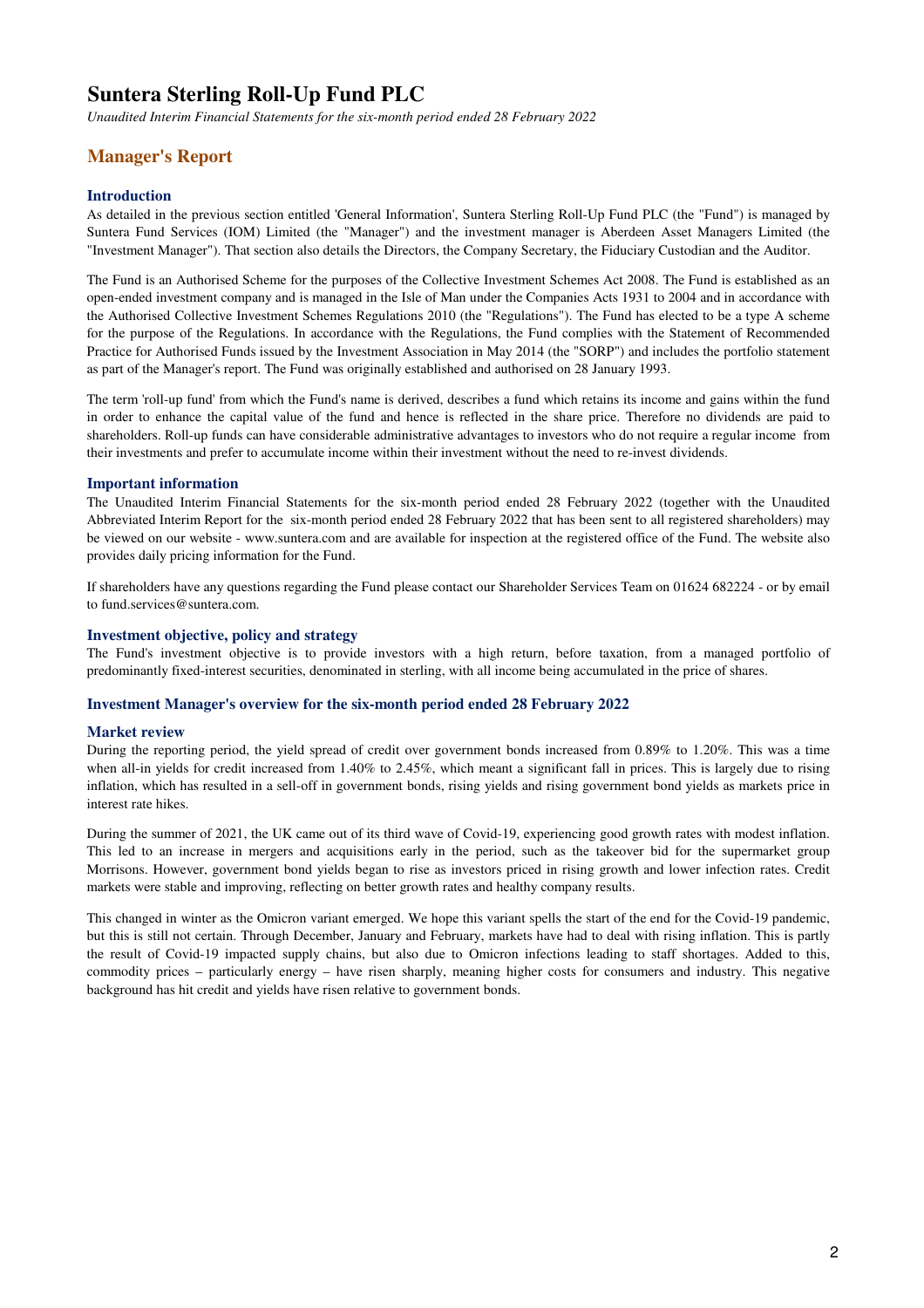# Suntera Sterling Roll-Up Fund PLC

*Unaudited Interim Financial Statements for the six-month period ended 28 February 2022*

## Manager's Report

### Introduction

As detailed in the previous section entitled 'General Information', Suntera Sterling Roll-Up Fund PLC (the "Fund") is managed by Suntera Fund Services (IOM) Limited (the "Manager") and the investment manager is Aberdeen Asset Managers Limited (the "Investment Manager"). That section also details the Directors, the Company Secretary, the Fiduciary Custodian and the Auditor.

The Fund is an Authorised Scheme for the purposes of the Collective Investment Schemes Act 2008. The Fund is established as an open-ended investment company and is managed in the Isle of Man under the Companies Acts 1931 to 2004 and in accordance with the Authorised Collective Investment Schemes Regulations 2010 (the "Regulations"). The Fund has elected to be a type A scheme for the purpose of the Regulations. In accordance with the Regulations, the Fund complies with the Statement of Recommended Practice for Authorised Funds issued by the Investment Association in May 2014 (the "SORP") and includes the portfolio statement as part of the Manager's report. The Fund was originally established and authorised on 28 January 1993.

The term 'roll-up fund' from which the Fund's name is derived, describes a fund which retains its income and gains within the fund in order to enhance the capital value of the fund and hence is reflected in the share price. Therefore no dividends are paid to shareholders. Roll-up funds can have considerable administrative advantages to investors who do not require a regular income from their investments and prefer to accumulate income within their investment without the need to re-invest dividends.

### Important information

The Unaudited Interim Financial Statements for the six-month period ended 28 February 2022 (together with the Unaudited Abbreviated Interim Report for the six-month period ended 28 February 2022 that has been sent to all registered shareholders) may be viewed on our website - www.suntera.com and are available for inspection at the registered office of the Fund. The website also provides daily pricing information for the Fund.

If shareholders have any questions regarding the Fund please contact our Shareholder Services Team on 01624 682224 - or by email to fund.services@suntera.com.

### Investment objective, policy and strategy

The Fund's investment objective is to provide investors with a high return, before taxation, from a managed portfolio of predominantly fixed-interest securities, denominated in sterling, with all income being accumulated in the price of shares.

### Investment Manager's overview for the six-month period ended 28 February 2022

### Market review

During the reporting period, the yield spread of credit over government bonds increased from 0.89% to 1.20%. This was a time when all-in yields for credit increased from 1.40% to 2.45%, which meant a significant fall in prices. This is largely due to rising inflation, which has resulted in a sell-off in government bonds, rising yields and rising government bond yields as markets price in interest rate hikes.

During the summer of 2021, the UK came out of its third wave of Covid-19, experiencing good growth rates with modest inflation. This led to an increase in mergers and acquisitions early in the period, such as the takeover bid for the supermarket group Morrisons. However, government bond yields began to rise as investors priced in rising growth and lower infection rates. Credit markets were stable and improving, reflecting on better growth rates and healthy company results.

This changed in winter as the Omicron variant emerged. We hope this variant spells the start of the end for the Covid-19 pandemic, but this is still not certain. Through December, January and February, markets have had to deal with rising inflation. This is partly the result of Covid-19 impacted supply chains, but also due to Omicron infections leading to staff shortages. Added to this, commodity prices – particularly energy – have risen sharply, meaning higher costs for consumers and industry. This negative background has hit credit and yields have risen relative to government bonds.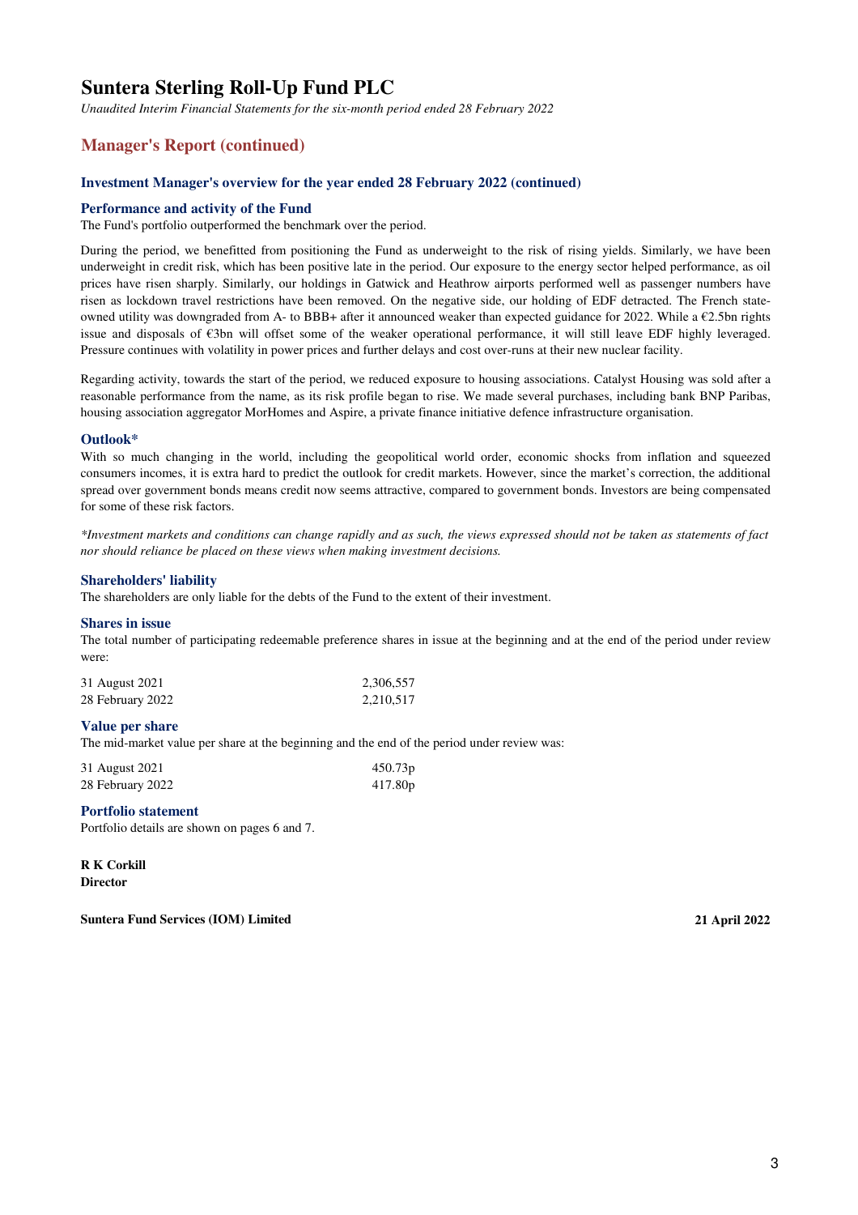# Suntera Sterling Roll-Up Fund PLC

*Unaudited Interim Financial Statements for the six-month period ended 28 February 2022*

## Manager's Report (continued)

### Investment Manager's overview for the year ended 28 February 2022 (continued)

#### Performance and activity of the Fund

The Fund's portfolio outperformed the benchmark over the period.

During the period, we benefitted from positioning the Fund as underweight to the risk of rising yields. Similarly, we have been underweight in credit risk, which has been positive late in the period. Our exposure to the energy sector helped performance, as oil prices have risen sharply. Similarly, our holdings in Gatwick and Heathrow airports performed well as passenger numbers have risen as lockdown travel restrictions have been removed. On the negative side, our holding of EDF detracted. The French state-owned utility was downgraded from A- to BBB+ after it announced weaker than expected guidance for 2022. While a €2.5bn rights issue and disposals of €3bn will offset some of the weaker operational performance, it will still leave EDF highly leveraged. Pressure continues with volatility in power prices and further delays and cost over-runs at their new nuclear facility.

Regarding activity, towards the start of the period, we reduced exposure to housing associations. Catalyst Housing was sold after a reasonable performance from the name, as its risk profile began to rise. We made several purchases, including bank BNP Paribas, housing association aggregator MorHomes and Aspire, a private finance initiative defence infrastructure organisation.

#### Outlook*

With so much changing in the world, including the geopolitical world order, economic shocks from inflation and squeezed consumers incomes, it is extra hard to predict the outlook for credit markets. However, since the market's correction, the additional spread over government bonds means credit now seems attractive, compared to government bonds. Investors are being compensated for some of these risk factors.

*\*Investment markets and conditions can change rapidly and as such, the views expressed should not be taken as statements of fact nor should reliance be placed on these views when making investment decisions.*

#### Shareholders' liability

The shareholders are only liable for the debts of the Fund to the extent of their investment.

#### Shares in issue

The total number of participating redeemable preference shares in issue at the beginning and at the end of the period under review were:

| | |
|---|---|
| 31 August 2021 | 2,306,557 |
| 28 February 2022 | 2,210,517 |

#### Value per share

The mid-market value per share at the beginning and the end of the period under review was:

| | |
|---|---|
| 31 August 2021 | 450.73p |
| 28 February 2022 | 417.80p |

#### Portfolio statement

Portfolio details are shown on pages 6 and 7.

**R K Corkill**
**Director**

**Suntera Fund Services (IOM) Limited** **21 April 2022**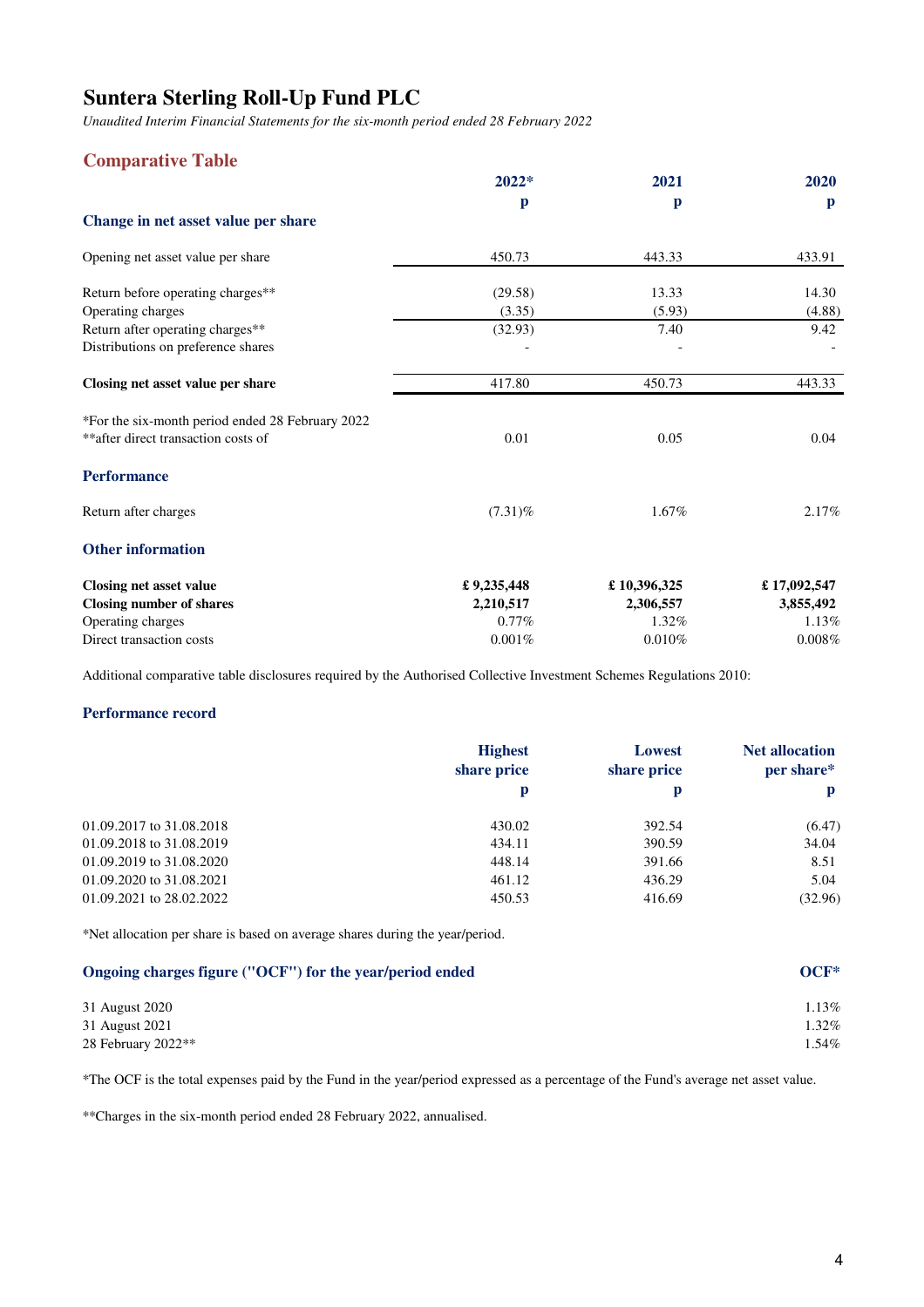# Suntera Sterling Roll-Up Fund PLC

*Unaudited Interim Financial Statements for the six-month period ended 28 February 2022*

## Comparative Table

| | 2022* | 2021 | 2020 |
|---|---|---|---|
| | p | p | p |
| **Change in net asset value per share** | | | |
| Opening net asset value per share | 450.73 | 443.33 | 433.91 |
| Return before operating charges** | (29.58) | 13.33 | 14.30 |
| Operating charges | (3.35) | (5.93) | (4.88) |
| Return after operating charges** | (32.93) | 7.40 | 9.42 |
| Distributions on preference shares | - | - | - |
| **Closing net asset value per share** | 417.80 | 450.73 | 443.33 |
| *For the six-month period ended 28 February 2022 | | | |
| **after direct transaction costs of | 0.01 | 0.05 | 0.04 |
| **Performance** | | | |
| Return after charges | (7.31)% | 1.67% | 2.17% |
| **Other information** | | | |
| **Closing net asset value** | **£ 9,235,448** | **£ 10,396,325** | **£ 17,092,547** |
| **Closing number of shares** | **2,210,517** | **2,306,557** | **3,855,492** |
| Operating charges | 0.77% | 1.32% | 1.13% |
| Direct transaction costs | 0.001% | 0.010% | 0.008% |

Additional comparative table disclosures required by the Authorised Collective Investment Schemes Regulations 2010:

### Performance record

| | Highest share price | Lowest share price | Net allocation per share* |
|---|---|---|---|
| | p | p | p |
| 01.09.2017 to 31.08.2018 | 430.02 | 392.54 | (6.47) |
| 01.09.2018 to 31.08.2019 | 434.11 | 390.59 | 34.04 |
| 01.09.2019 to 31.08.2020 | 448.14 | 391.66 | 8.51 |
| 01.09.2020 to 31.08.2021 | 461.12 | 436.29 | 5.04 |
| 01.09.2021 to 28.02.2022 | 450.53 | 416.69 | (32.96) |

*Net allocation per share is based on average shares during the year/period.

| Ongoing charges figure ("OCF") for the year/period ended | OCF* |
|---|---|
| 31 August 2020 | 1.13% |
| 31 August 2021 | 1.32% |
| 28 February 2022** | 1.54% |

*The OCF is the total expenses paid by the Fund in the year/period expressed as a percentage of the Fund's average net asset value.

**Charges in the six-month period ended 28 February 2022, annualised.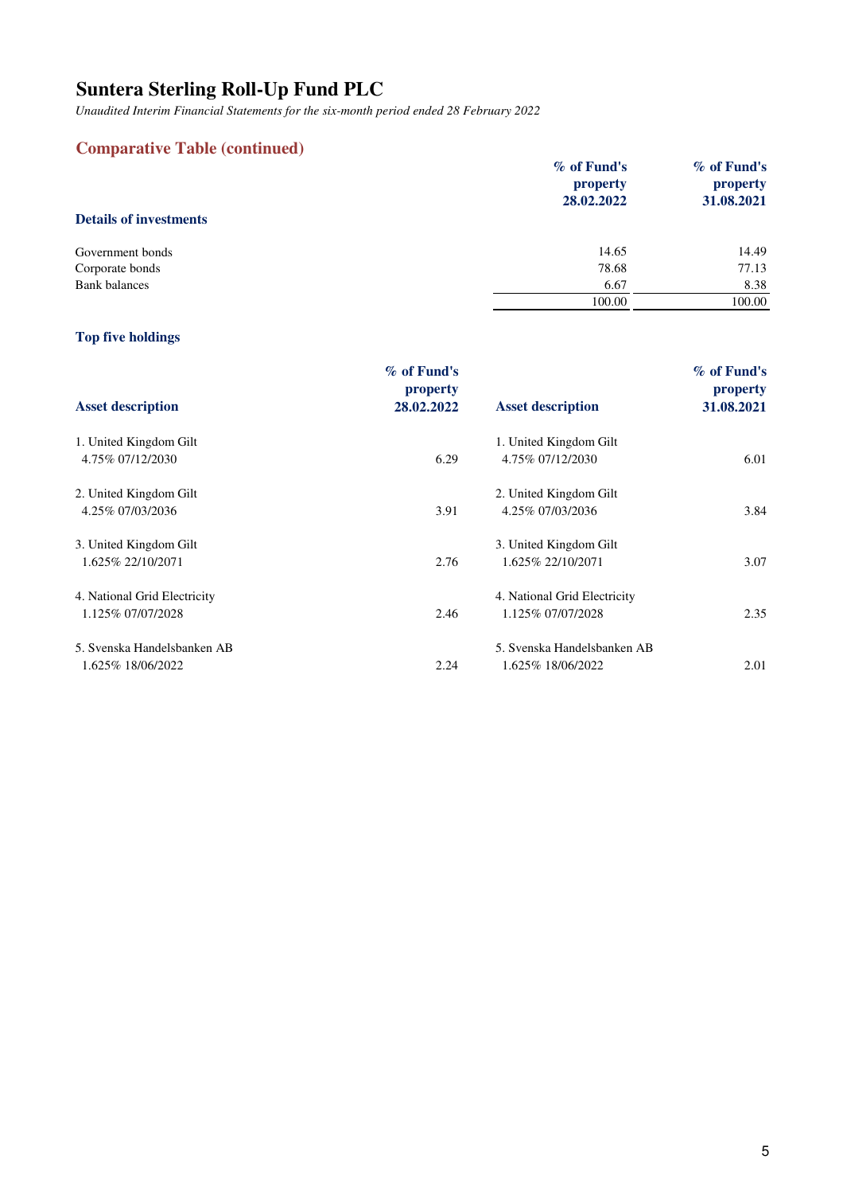# Suntera Sterling Roll-Up Fund PLC

*Unaudited Interim Financial Statements for the six-month period ended 28 February 2022*

## Comparative Table (continued)

| Details of investments | % of Fund's property 28.02.2022 | % of Fund's property 31.08.2021 |
|---|---|---|
| Government bonds | 14.65 | 14.49 |
| Corporate bonds | 78.68 | 77.13 |
| Bank balances | 6.67 | 8.38 |
| | 100.00 | 100.00 |

### Top five holdings

| Asset description | % of Fund's property 28.02.2022 | Asset description | % of Fund's property 31.08.2021 |
|---|---|---|---|
| 1. United Kingdom Gilt 4.75% 07/12/2030 | 6.29 | 1. United Kingdom Gilt 4.75% 07/12/2030 | 6.01 |
| 2. United Kingdom Gilt 4.25% 07/03/2036 | 3.91 | 2. United Kingdom Gilt 4.25% 07/03/2036 | 3.84 |
| 3. United Kingdom Gilt 1.625% 22/10/2071 | 2.76 | 3. United Kingdom Gilt 1.625% 22/10/2071 | 3.07 |
| 4. National Grid Electricity 1.125% 07/07/2028 | 2.46 | 4. National Grid Electricity 1.125% 07/07/2028 | 2.35 |
| 5. Svenska Handelsbanken AB 1.625% 18/06/2022 | 2.24 | 5. Svenska Handelsbanken AB 1.625% 18/06/2022 | 2.01 |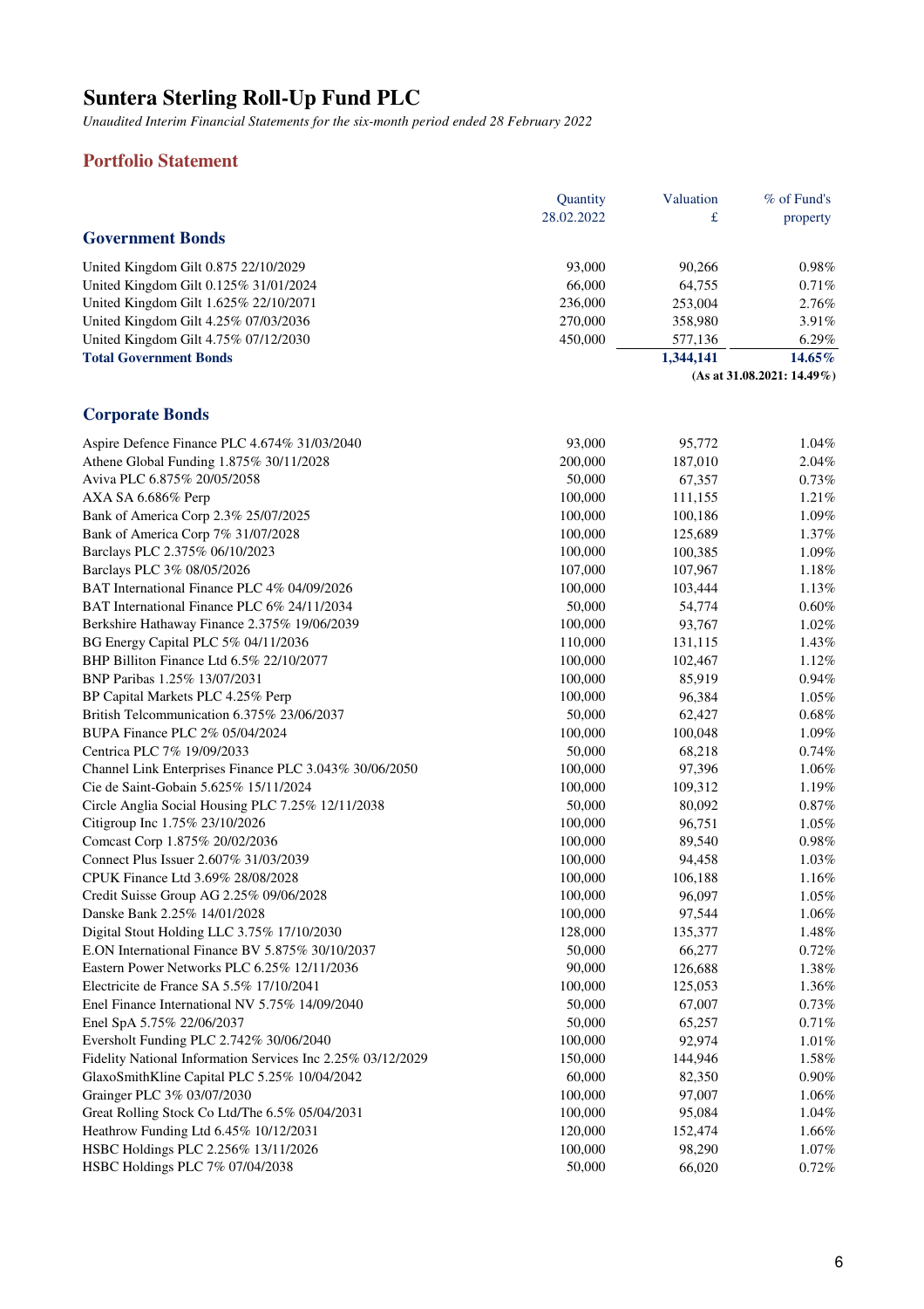# Suntera Sterling Roll-Up Fund PLC

*Unaudited Interim Financial Statements for the six-month period ended 28 February 2022*

## Portfolio Statement

| | Quantity 28.02.2022 | Valuation £ | % of Fund's property |
|---|---|---|---|
| **Government Bonds** | | | |
| United Kingdom Gilt 0.875 22/10/2029 | 93,000 | 90,266 | 0.98% |
| United Kingdom Gilt 0.125% 31/01/2024 | 66,000 | 64,755 | 0.71% |
| United Kingdom Gilt 1.625% 22/10/2071 | 236,000 | 253,004 | 2.76% |
| United Kingdom Gilt 4.25% 07/03/2036 | 270,000 | 358,980 | 3.91% |
| United Kingdom Gilt 4.75% 07/12/2030 | 450,000 | 577,136 | 6.29% |
| **Total Government Bonds** | | **1,344,141** | **14.65%** |
| | | | **(As at 31.08.2021: 14.49%)** |
| **Corporate Bonds** | | | |
| Aspire Defence Finance PLC 4.674% 31/03/2040 | 93,000 | 95,772 | 1.04% |
| Athene Global Funding 1.875% 30/11/2028 | 200,000 | 187,010 | 2.04% |
| Aviva PLC 6.875% 20/05/2058 | 50,000 | 67,357 | 0.73% |
| AXA SA 6.686% Perp | 100,000 | 111,155 | 1.21% |
| Bank of America Corp 2.3% 25/07/2025 | 100,000 | 100,186 | 1.09% |
| Bank of America Corp 7% 31/07/2028 | 100,000 | 125,689 | 1.37% |
| Barclays PLC 2.375% 06/10/2023 | 100,000 | 100,385 | 1.09% |
| Barclays PLC 3% 08/05/2026 | 107,000 | 107,967 | 1.18% |
| BAT International Finance PLC 4% 04/09/2026 | 100,000 | 103,444 | 1.13% |
| BAT International Finance PLC 6% 24/11/2034 | 50,000 | 54,774 | 0.60% |
| Berkshire Hathaway Finance 2.375% 19/06/2039 | 100,000 | 93,767 | 1.02% |
| BG Energy Capital PLC 5% 04/11/2036 | 110,000 | 131,115 | 1.43% |
| BHP Billiton Finance Ltd 6.5% 22/10/2077 | 100,000 | 102,467 | 1.12% |
| BNP Paribas 1.25% 13/07/2031 | 100,000 | 85,919 | 0.94% |
| BP Capital Markets PLC 4.25% Perp | 100,000 | 96,384 | 1.05% |
| British Telcommunication 6.375% 23/06/2037 | 50,000 | 62,427 | 0.68% |
| BUPA Finance PLC 2% 05/04/2024 | 100,000 | 100,048 | 1.09% |
| Centrica PLC 7% 19/09/2033 | 50,000 | 68,218 | 0.74% |
| Channel Link Enterprises Finance PLC 3.043% 30/06/2050 | 100,000 | 97,396 | 1.06% |
| Cie de Saint-Gobain 5.625% 15/11/2024 | 100,000 | 109,312 | 1.19% |
| Circle Anglia Social Housing PLC 7.25% 12/11/2038 | 50,000 | 80,092 | 0.87% |
| Citigroup Inc 1.75% 23/10/2026 | 100,000 | 96,751 | 1.05% |
| Comcast Corp 1.875% 20/02/2036 | 100,000 | 89,540 | 0.98% |
| Connect Plus Issuer 2.607% 31/03/2039 | 100,000 | 94,458 | 1.03% |
| CPUK Finance Ltd 3.69% 28/08/2028 | 100,000 | 106,188 | 1.16% |
| Credit Suisse Group AG 2.25% 09/06/2028 | 100,000 | 96,097 | 1.05% |
| Danske Bank 2.25% 14/01/2028 | 100,000 | 97,544 | 1.06% |
| Digital Stout Holding LLC 3.75% 17/10/2030 | 128,000 | 135,377 | 1.48% |
| E.ON International Finance BV 5.875% 30/10/2037 | 50,000 | 66,277 | 0.72% |
| Eastern Power Networks PLC 6.25% 12/11/2036 | 90,000 | 126,688 | 1.38% |
| Electricite de France SA 5.5% 17/10/2041 | 100,000 | 125,053 | 1.36% |
| Enel Finance International NV 5.75% 14/09/2040 | 50,000 | 67,007 | 0.73% |
| Enel SpA 5.75% 22/06/2037 | 50,000 | 65,257 | 0.71% |
| Eversholt Funding PLC 2.742% 30/06/2040 | 100,000 | 92,974 | 1.01% |
| Fidelity National Information Services Inc 2.25% 03/12/2029 | 150,000 | 144,946 | 1.58% |
| GlaxoSmithKline Capital PLC 5.25% 10/04/2042 | 60,000 | 82,350 | 0.90% |
| Grainger PLC 3% 03/07/2030 | 100,000 | 97,007 | 1.06% |
| Great Rolling Stock Co Ltd/The 6.5% 05/04/2031 | 100,000 | 95,084 | 1.04% |
| Heathrow Funding Ltd 6.45% 10/12/2031 | 120,000 | 152,474 | 1.66% |
| HSBC Holdings PLC 2.256% 13/11/2026 | 100,000 | 98,290 | 1.07% |
| HSBC Holdings PLC 7% 07/04/2038 | 50,000 | 66,020 | 0.72% |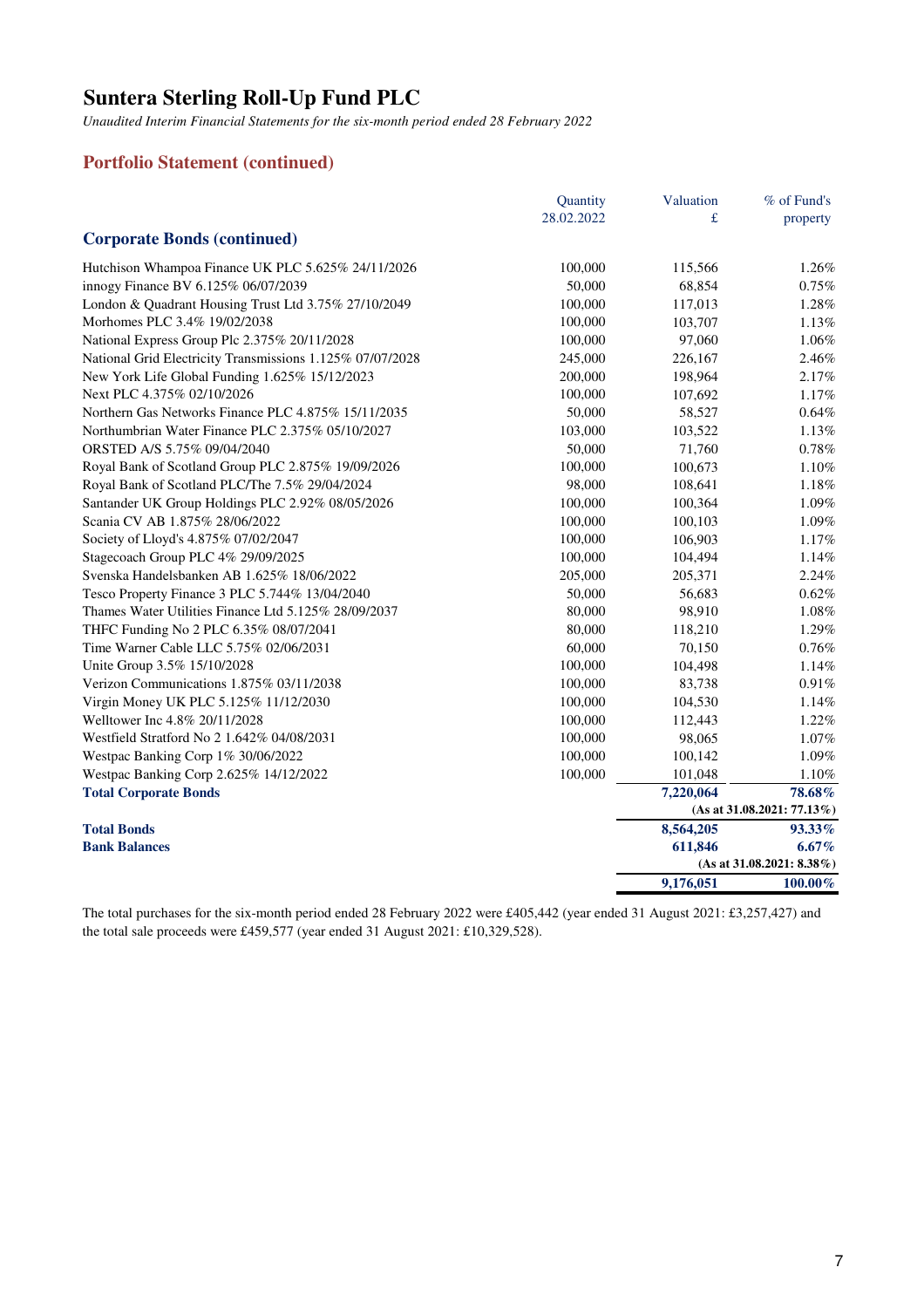# Suntera Sterling Roll-Up Fund PLC

*Unaudited Interim Financial Statements for the six-month period ended 28 February 2022*

## Portfolio Statement (continued)

| | Quantity 28.02.2022 | Valuation £ | % of Fund's property |
|---|---|---|---|
| **Corporate Bonds (continued)** | | | |
| Hutchison Whampoa Finance UK PLC 5.625% 24/11/2026 | 100,000 | 115,566 | 1.26% |
| innogy Finance BV 6.125% 06/07/2039 | 50,000 | 68,854 | 0.75% |
| London & Quadrant Housing Trust Ltd 3.75% 27/10/2049 | 100,000 | 117,013 | 1.28% |
| Morhomes PLC 3.4% 19/02/2038 | 100,000 | 103,707 | 1.13% |
| National Express Group Plc 2.375% 20/11/2028 | 100,000 | 97,060 | 1.06% |
| National Grid Electricity Transmissions 1.125% 07/07/2028 | 245,000 | 226,167 | 2.46% |
| New York Life Global Funding 1.625% 15/12/2023 | 200,000 | 198,964 | 2.17% |
| Next PLC 4.375% 02/10/2026 | 100,000 | 107,692 | 1.17% |
| Northern Gas Networks Finance PLC 4.875% 15/11/2035 | 50,000 | 58,527 | 0.64% |
| Northumbrian Water Finance PLC 2.375% 05/10/2027 | 103,000 | 103,522 | 1.13% |
| ORSTED A/S 5.75% 09/04/2040 | 50,000 | 71,760 | 0.78% |
| Royal Bank of Scotland Group PLC 2.875% 19/09/2026 | 100,000 | 100,673 | 1.10% |
| Royal Bank of Scotland PLC/The 7.5% 29/04/2024 | 98,000 | 108,641 | 1.18% |
| Santander UK Group Holdings PLC 2.92% 08/05/2026 | 100,000 | 100,364 | 1.09% |
| Scania CV AB 1.875% 28/06/2022 | 100,000 | 100,103 | 1.09% |
| Society of Lloyd's 4.875% 07/02/2047 | 100,000 | 106,903 | 1.17% |
| Stagecoach Group PLC 4% 29/09/2025 | 100,000 | 104,494 | 1.14% |
| Svenska Handelsbanken AB 1.625% 18/06/2022 | 205,000 | 205,371 | 2.24% |
| Tesco Property Finance 3 PLC 5.744% 13/04/2040 | 50,000 | 56,683 | 0.62% |
| Thames Water Utilities Finance Ltd 5.125% 28/09/2037 | 80,000 | 98,910 | 1.08% |
| THFC Funding No 2 PLC 6.35% 08/07/2041 | 80,000 | 118,210 | 1.29% |
| Time Warner Cable LLC 5.75% 02/06/2031 | 60,000 | 70,150 | 0.76% |
| Unite Group 3.5% 15/10/2028 | 100,000 | 104,498 | 1.14% |
| Verizon Communications 1.875% 03/11/2038 | 100,000 | 83,738 | 0.91% |
| Virgin Money UK PLC 5.125% 11/12/2030 | 100,000 | 104,530 | 1.14% |
| Welltower Inc 4.8% 20/11/2028 | 100,000 | 112,443 | 1.22% |
| Westfield Stratford No 2 1.642% 04/08/2031 | 100,000 | 98,065 | 1.07% |
| Westpac Banking Corp 1% 30/06/2022 | 100,000 | 100,142 | 1.09% |
| Westpac Banking Corp 2.625% 14/12/2022 | 100,000 | 101,048 | 1.10% |
| **Total Corporate Bonds** | | **7,220,064** | **78.68%** |
| | | | **(As at 31.08.2021: 77.13%)** |
| **Total Bonds** | | **8,564,205** | **93.33%** |
| **Bank Balances** | | **611,846** | **6.67%** |
| | | | **(As at 31.08.2021: 8.38%)** |
| | | **9,176,051** | **100.00%** |

The total purchases for the six-month period ended 28 February 2022 were £405,442 (year ended 31 August 2021: £3,257,427) and the total sale proceeds were £459,577 (year ended 31 August 2021: £10,329,528).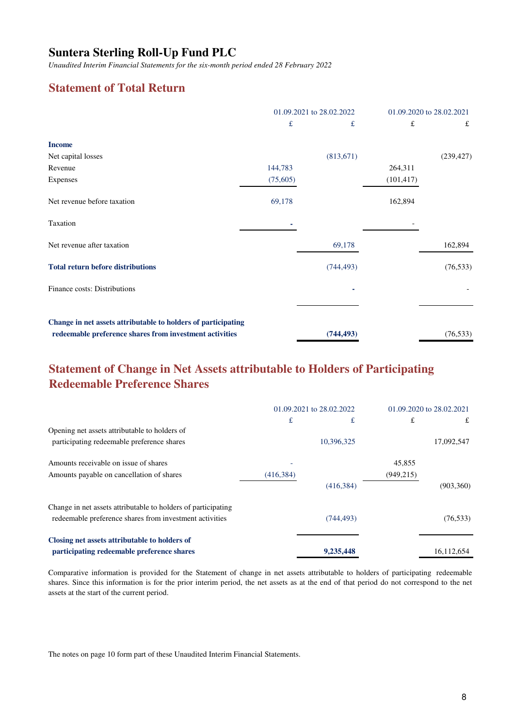# Suntera Sterling Roll-Up Fund PLC

*Unaudited Interim Financial Statements for the six-month period ended 28 February 2022*

## Statement of Total Return

| | 01.09.2021 to 28.02.2022 | | 01.09.2020 to 28.02.2021 | |
|---|---|---|---|---|
| | £ | £ | £ | £ |
| **Income** | | | | |
| Net capital losses | | (813,671) | | (239,427) |
| Revenue | 144,783 | | 264,311 | |
| Expenses | (75,605) | | (101,417) | |
| Net revenue before taxation | 69,178 | | 162,894 | |
| Taxation | - | | - | |
| Net revenue after taxation | | 69,178 | | 162,894 |
| **Total return before distributions** | | (744,493) | | (76,533) |
| Finance costs: Distributions | | - | | - |
| **Change in net assets attributable to holders of participating redeemable preference shares from investment activities** | | **(744,493)** | | (76,533) |

## Statement of Change in Net Assets attributable to Holders of Participating Redeemable Preference Shares

| | 01.09.2021 to 28.02.2022 | | 01.09.2020 to 28.02.2021 | |
|---|---|---|---|---|
| | £ | £ | £ | £ |
| Opening net assets attributable to holders of participating redeemable preference shares | | 10,396,325 | | 17,092,547 |
| Amounts receivable on issue of shares | - | | 45,855 | |
| Amounts payable on cancellation of shares | (416,384) | | (949,215) | |
| | | (416,384) | | (903,360) |
| Change in net assets attributable to holders of participating redeemable preference shares from investment activities | | (744,493) | | (76,533) |
| **Closing net assets attributable to holders of participating redeemable preference shares** | | **9,235,448** | | 16,112,654 |

Comparative information is provided for the Statement of change in net assets attributable to holders of participating redeemable shares. Since this information is for the prior interim period, the net assets as at the end of that period do not correspond to the net assets at the start of the current period.

The notes on page 10 form part of these Unaudited Interim Financial Statements.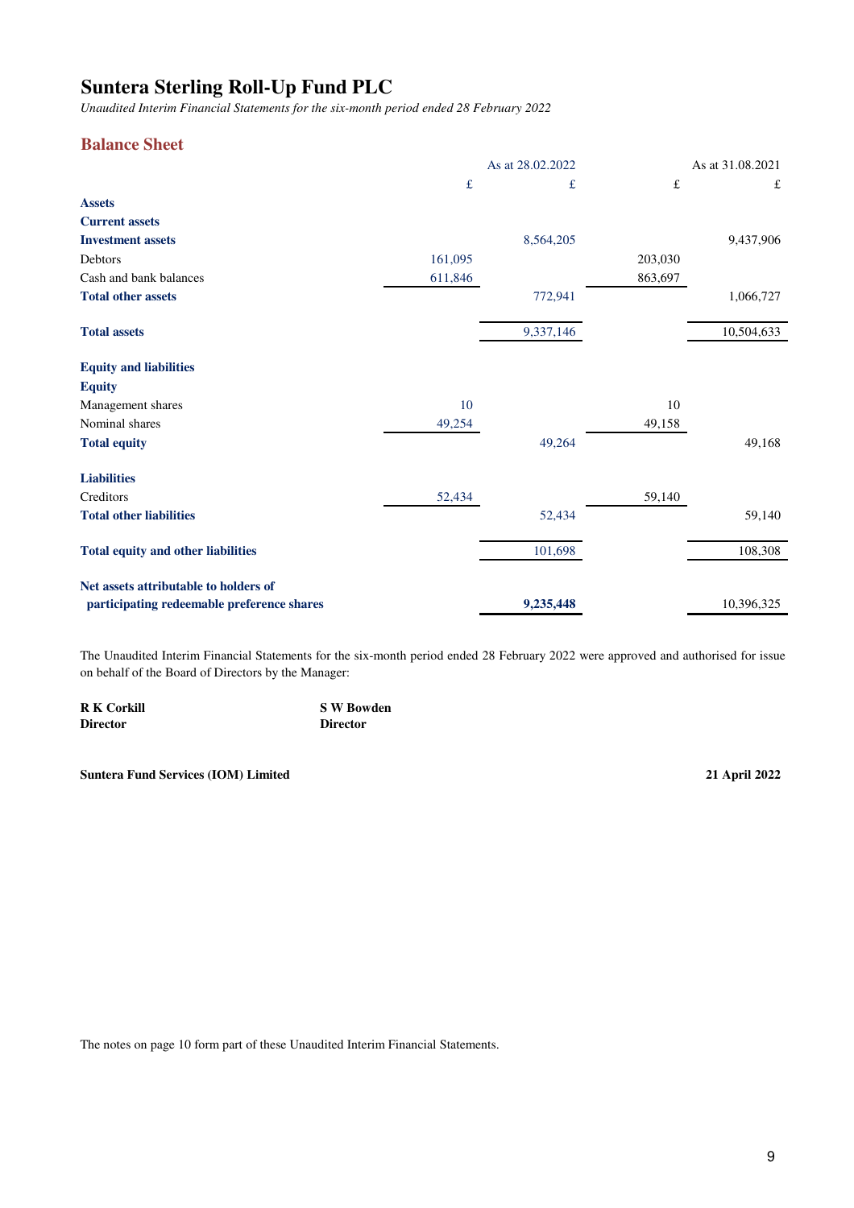# Suntera Sterling Roll-Up Fund PLC

*Unaudited Interim Financial Statements for the six-month period ended 28 February 2022*

## Balance Sheet

| | As at 28.02.2022 | | As at 31.08.2021 | |
|---|---|---|---|---|
| | £ | £ | £ | £ |
| **Assets** | | | | |
| **Current assets** | | | | |
| **Investment assets** | | 8,564,205 | | 9,437,906 |
| Debtors | 161,095 | | 203,030 | |
| Cash and bank balances | 611,846 | | 863,697 | |
| **Total other assets** | | 772,941 | | 1,066,727 |
| **Total assets** | | 9,337,146 | | 10,504,633 |
| **Equity and liabilities** | | | | |
| **Equity** | | | | |
| Management shares | 10 | | 10 | |
| Nominal shares | 49,254 | | 49,158 | |
| **Total equity** | | 49,264 | | 49,168 |
| **Liabilities** | | | | |
| Creditors | 52,434 | | 59,140 | |
| **Total other liabilities** | | 52,434 | | 59,140 |
| **Total equity and other liabilities** | | 101,698 | | 108,308 |
| **Net assets attributable to holders of participating redeemable preference shares** | | **9,235,448** | | 10,396,325 |

The Unaudited Interim Financial Statements for the six-month period ended 28 February 2022 were approved and authorised for issue on behalf of the Board of Directors by the Manager:

**R K Corkill**
**Director**

**S W Bowden**
**Director**

**Suntera Fund Services (IOM) Limited**

**21 April 2022**

The notes on page 10 form part of these Unaudited Interim Financial Statements.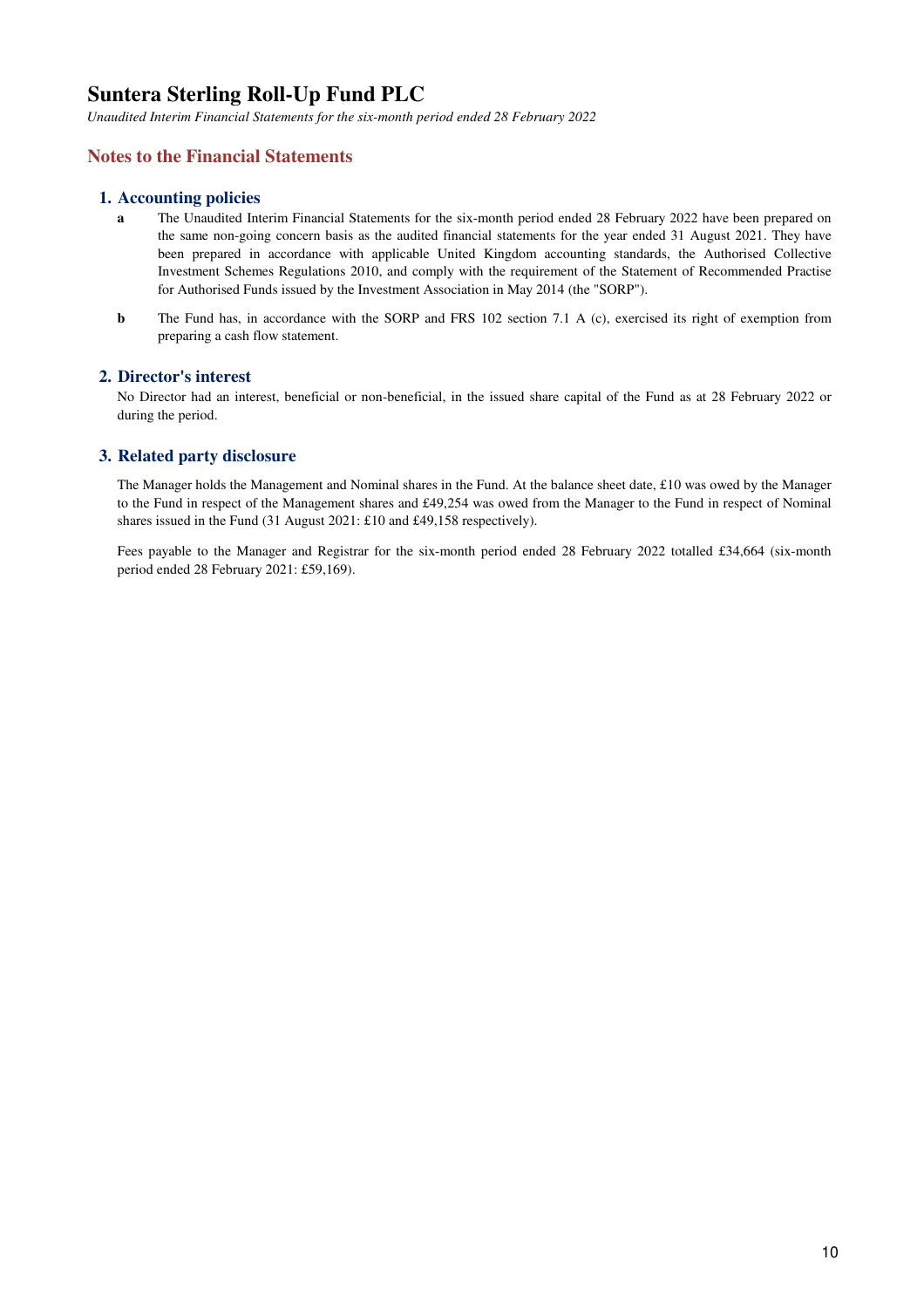# Suntera Sterling Roll-Up Fund PLC

*Unaudited Interim Financial Statements for the six-month period ended 28 February 2022*

## Notes to the Financial Statements

### 1. Accounting policies

**a** The Unaudited Interim Financial Statements for the six-month period ended 28 February 2022 have been prepared on the same non-going concern basis as the audited financial statements for the year ended 31 August 2021. They have been prepared in accordance with applicable United Kingdom accounting standards, the Authorised Collective Investment Schemes Regulations 2010, and comply with the requirement of the Statement of Recommended Practise for Authorised Funds issued by the Investment Association in May 2014 (the "SORP").

**b** The Fund has, in accordance with the SORP and FRS 102 section 7.1 A (c), exercised its right of exemption from preparing a cash flow statement.

### 2. Director's interest

No Director had an interest, beneficial or non-beneficial, in the issued share capital of the Fund as at 28 February 2022 or during the period.

### 3. Related party disclosure

The Manager holds the Management and Nominal shares in the Fund. At the balance sheet date, £10 was owed by the Manager to the Fund in respect of the Management shares and £49,254 was owed from the Manager to the Fund in respect of Nominal shares issued in the Fund (31 August 2021: £10 and £49,158 respectively).

Fees payable to the Manager and Registrar for the six-month period ended 28 February 2022 totalled £34,664 (six-month period ended 28 February 2021: £59,169).